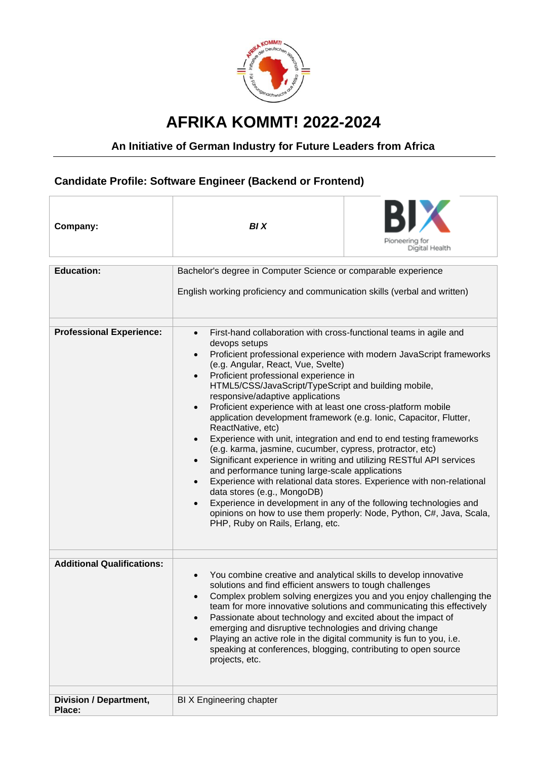# AFRIKA KOMMT! 2022-2024

## An Initiative of German Industry for Future Leaders from Africa

### Candidate Profile: Software Engineer (Backend or Frontend)

| | |
|---|---|
| **Company:** | ***BI X*** |
| **Education:** | Bachelor's degree in Computer Science or comparable experience<br><br>English working proficiency and communication skills (verbal and written) |
| **Professional Experience:** | • First-hand collaboration with cross-functional teams in agile and devops setups<br>• Proficient professional experience with modern JavaScript frameworks (e.g. Angular, React, Vue, Svelte)<br>• Proficient professional experience in HTML5/CSS/JavaScript/TypeScript and building mobile, responsive/adaptive applications<br>• Proficient experience with at least one cross-platform mobile application development framework (e.g. Ionic, Capacitor, Flutter, ReactNative, etc)<br>• Experience with unit, integration and end to end testing frameworks (e.g. karma, jasmine, cucumber, cypress, protractor, etc)<br>• Significant experience in writing and utilizing RESTful API services and performance tuning large-scale applications<br>• Experience with relational data stores. Experience with non-relational data stores (e.g., MongoDB)<br>• Experience in development in any of the following technologies and opinions on how to use them properly: Node, Python, C#, Java, Scala, PHP, Ruby on Rails, Erlang, etc. |
| **Additional Qualifications:** | • You combine creative and analytical skills to develop innovative solutions and find efficient answers to tough challenges<br>• Complex problem solving energizes you and you enjoy challenging the team for more innovative solutions and communicating this effectively<br>• Passionate about technology and excited about the impact of emerging and disruptive technologies and driving change<br>• Playing an active role in the digital community is fun to you, i.e. speaking at conferences, blogging, contributing to open source projects, etc. |
| **Division / Department, Place:** | BI X Engineering chapter |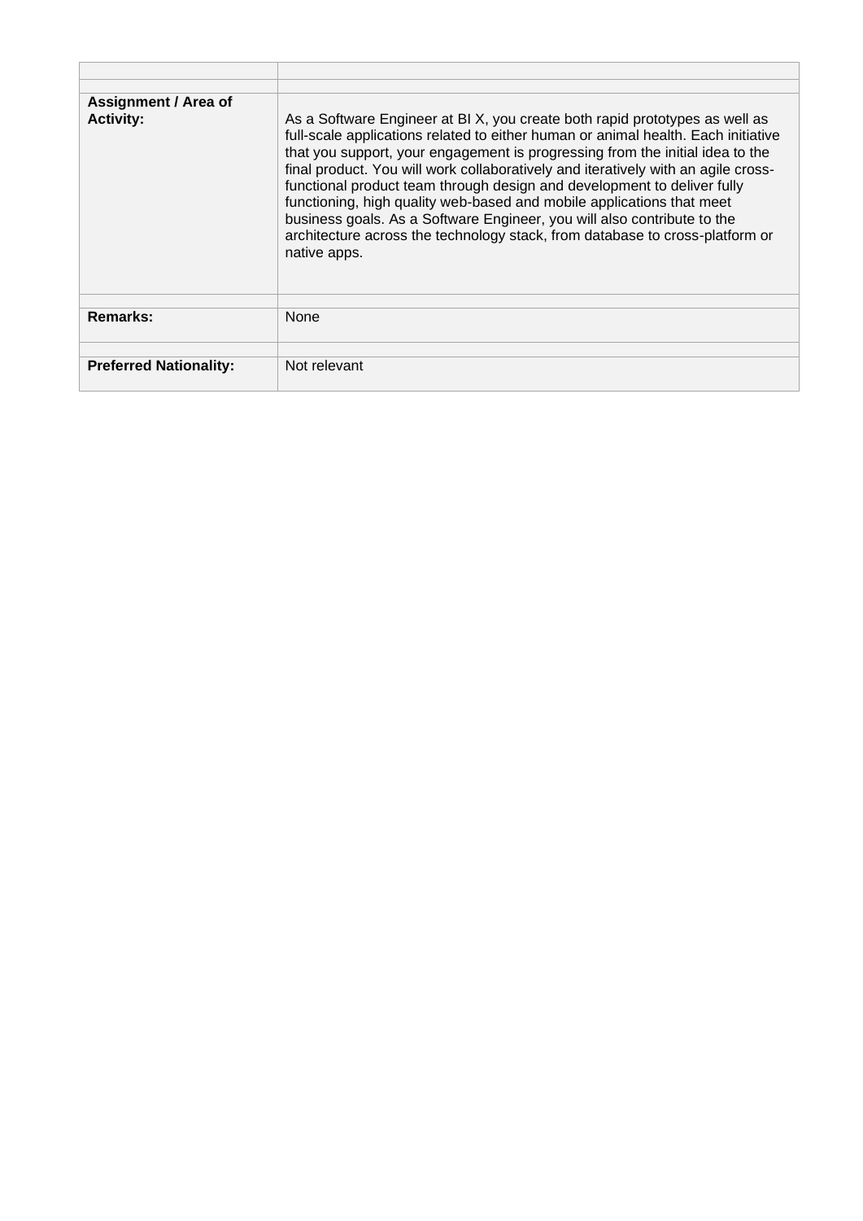| | |
|---|---|
| | |
| | |
| **Assignment / Area of Activity:** | As a Software Engineer at BI X, you create both rapid prototypes as well as full-scale applications related to either human or animal health. Each initiative that you support, your engagement is progressing from the initial idea to the final product. You will work collaboratively and iteratively with an agile cross-functional product team through design and development to deliver fully functioning, high quality web-based and mobile applications that meet business goals. As a Software Engineer, you will also contribute to the architecture across the technology stack, from database to cross-platform or native apps. |
| | |
| **Remarks:** | None |
| | |
| **Preferred Nationality:** | Not relevant |